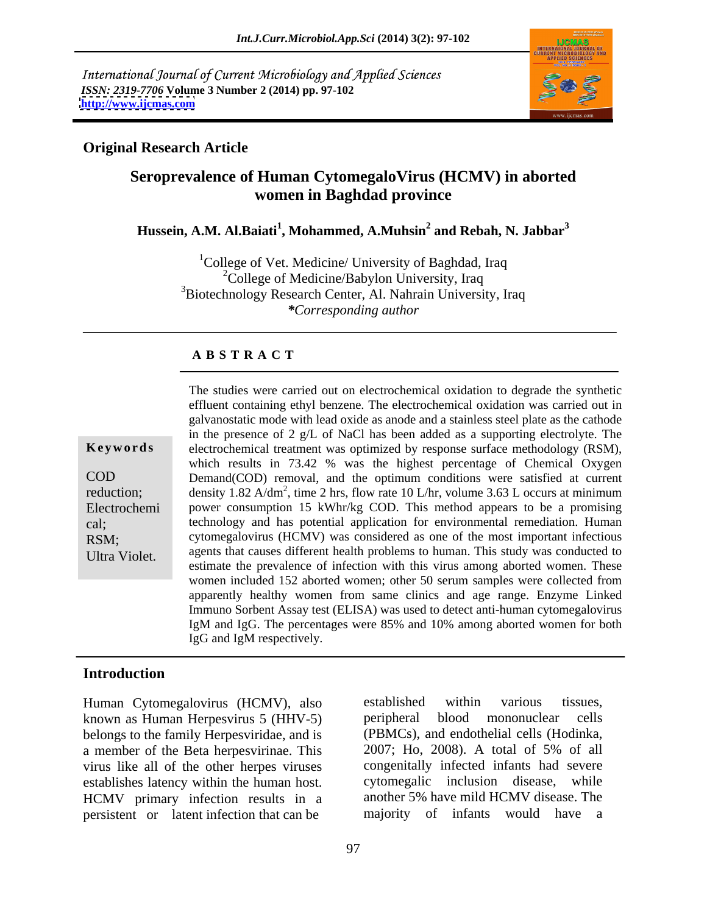International Journal of Current Microbiology and Applied Sciences
*ISSN: 2319-7706* **Volume 3 Number 2 (2014) pp. 97-102**
**http://www.ijcmas.com**

**Original Research Article**

# Seroprevalence of Human CytomegaloVirus (HCMV) in aborted women in Baghdad province

**Hussein, A.M. Al.Baiati[1], Mohammed, A.Muhsin[2] and Rebah, N. Jabbar[3]**

[1]College of Vet. Medicine/ University of Baghdad, Iraq
[2]College of Medicine/Babylon University, Iraq
[3]Biotechnology Research Center, Al. Nahrain University, Iraq
*\*Corresponding author*

## ABSTRACT

**Keywords**

COD reduction; Electrochemical; RSM; Ultra Violet.

The studies were carried out on electrochemical oxidation to degrade the synthetic effluent containing ethyl benzene. The electrochemical oxidation was carried out in galvanostatic mode with lead oxide as anode and a stainless steel plate as the cathode in the presence of 2 g/L of NaCl has been added as a supporting electrolyte. The electrochemical treatment was optimized by response surface methodology (RSM), which results in 73.42 % was the highest percentage of Chemical Oxygen Demand(COD) removal, and the optimum conditions were satisfied at current density 1.82 A/dm$^2$, time 2 hrs, flow rate 10 L/hr, volume 3.63 L occurs at minimum power consumption 15 kWhr/kg COD. This method appears to be a promising technology and has potential application for environmental remediation. Human cytomegalovirus (HCMV) was considered as one of the most important infectious agents that causes different health problems to human. This study was conducted to estimate the prevalence of infection with this virus among aborted women. These women included 152 aborted women; other 50 serum samples were collected from apparently healthy women from same clinics and age range. Enzyme Linked Immuno Sorbent Assay test (ELISA) was used to detect anti-human cytomegalovirus IgM and IgG. The percentages were 85% and 10% among aborted women for both IgG and IgM respectively.

## Introduction

Human Cytomegalovirus (HCMV), also known as Human Herpesvirus 5 (HHV-5) belongs to the family Herpesviridae, and is a member of the Beta herpesvirinae. This virus like all of the other herpes viruses establishes latency within the human host. HCMV primary infection results in a persistent or latent infection that can be established within various tissues, peripheral blood mononuclear cells (PBMCs), and endothelial cells (Hodinka, 2007; Ho, 2008). A total of 5% of all congenitally infected infants had severe cytomegalic inclusion disease, while another 5% have mild HCMV disease. The majority of infants would have a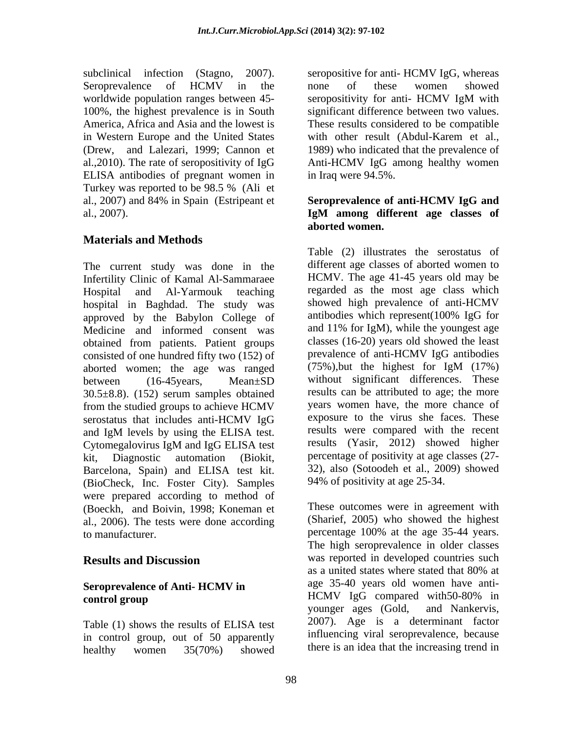subclinical infection (Stagno, 2007). Seroprevalence of HCMV in the worldwide population ranges between 45-100%, the highest prevalence is in South America, Africa and Asia and the lowest is in Western Europe and the United States (Drew, and Lalezari, 1999; Cannon et al.,2010). The rate of seropositivity of IgG ELISA antibodies of pregnant women in Turkey was reported to be 98.5 % (Ali et al., 2007) and 84% in Spain (Estripeant et al., 2007).

## Materials and Methods

The current study was done in the Infertility Clinic of Kamal Al-Sammaraee Hospital and Al-Yarmouk teaching hospital in Baghdad. The study was approved by the Babylon College of Medicine and informed consent was obtained from patients. Patient groups consisted of one hundred fifty two (152) of aborted women; the age was ranged between (16-45years, Mean±SD 30.5±8.8). (152) serum samples obtained from the studied groups to achieve HCMV serostatus that includes anti-HCMV IgG and IgM levels by using the ELISA test. Cytomegalovirus IgM and IgG ELISA test kit, Diagnostic automation (Biokit, Barcelona, Spain) and ELISA test kit. (BioCheck, Inc. Foster City). Samples were prepared according to method of (Boeckh, and Boivin, 1998; Koneman et al., 2006). The tests were done according to manufacturer.

## Results and Discussion

### Seroprevalence of Anti- HCMV in control group

Table (1) shows the results of ELISA test in control group, out of 50 apparently healthy women 35(70%) showed seropositive for anti- HCMV IgG, whereas none of these women showed seropositivity for anti- HCMV IgM with significant difference between two values. These results considered to be compatible with other result (Abdul-Karem et al., 1989) who indicated that the prevalence of Anti-HCMV IgG among healthy women in Iraq were 94.5%.

### Seroprevalence of anti-HCMV IgG and IgM among different age classes of aborted women.

Table (2) illustrates the serostatus of different age classes of aborted women to HCMV. The age 41-45 years old may be regarded as the most age class which showed high prevalence of anti-HCMV antibodies which represent(100% IgG for and 11% for IgM), while the youngest age classes (16-20) years old showed the least prevalence of anti-HCMV IgG antibodies (75%),but the highest for IgM (17%) without significant differences. These results can be attributed to age; the more years women have, the more chance of exposure to the virus she faces. These results were compared with the recent results (Yasir, 2012) showed higher percentage of positivity at age classes (27-32), also (Sotoodeh et al., 2009) showed 94% of positivity at age 25-34.

These outcomes were in agreement with (Sharief, 2005) who showed the highest percentage 100% at the age 35-44 years. The high seroprevalence in older classes was reported in developed countries such as a united states where stated that 80% at age 35-40 years old women have anti-HCMV IgG compared with50-80% in younger ages (Gold, and Nankervis, 2007). Age is a determinant factor influencing viral seroprevalence, because there is an idea that the increasing trend in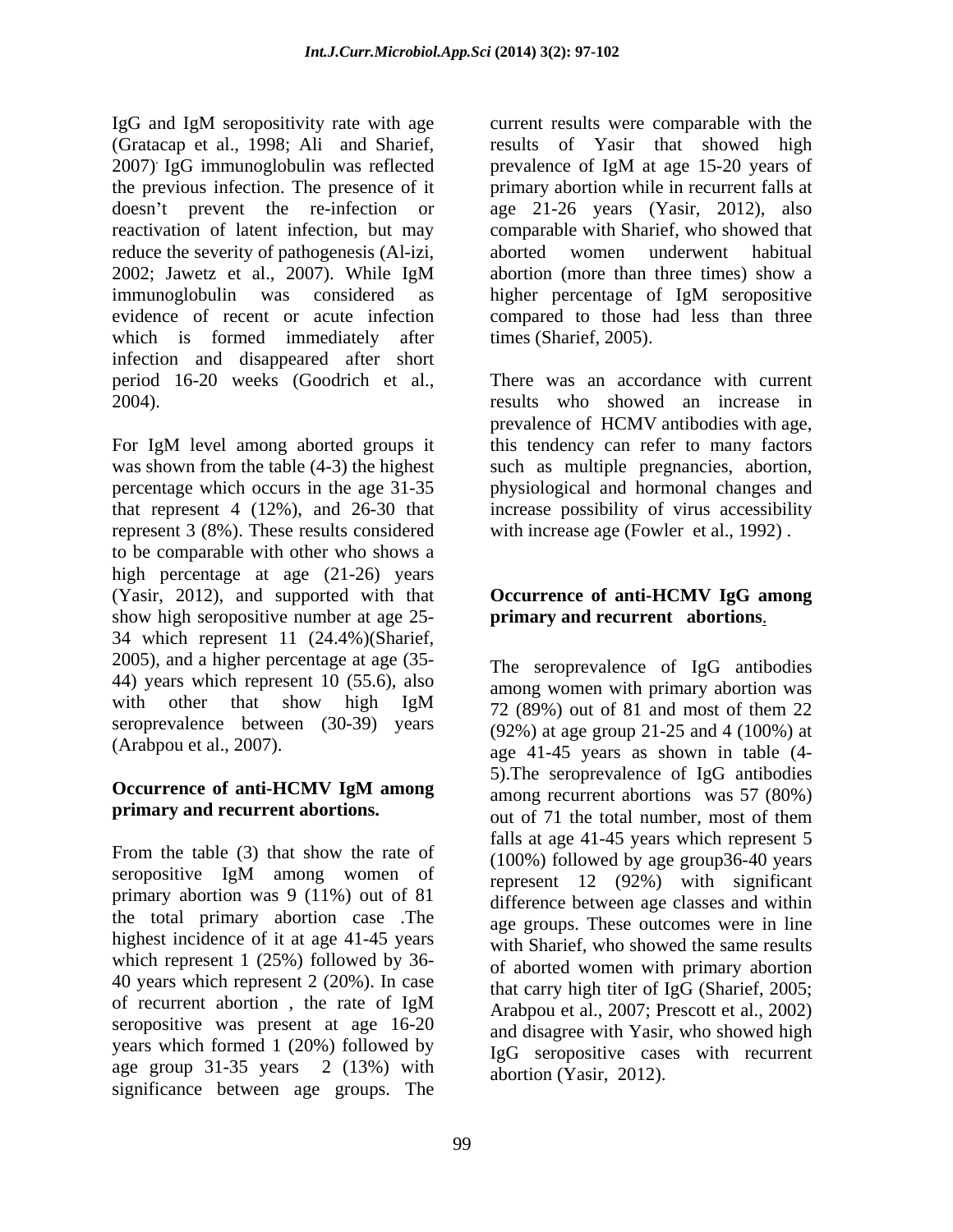IgG and IgM seropositivity rate with age (Gratacap et al., 1998; Ali and Sharief, 2007). IgG immunoglobulin was reflected the previous infection. The presence of it doesn't prevent the re-infection or reactivation of latent infection, but may reduce the severity of pathogenesis (Al-izi, 2002; Jawetz et al., 2007). While IgM immunoglobulin was considered as evidence of recent or acute infection which is formed immediately after infection and disappeared after short period 16-20 weeks (Goodrich et al., 2004).

For IgM level among aborted groups it was shown from the table (4-3) the highest percentage which occurs in the age 31-35 that represent 4 (12%), and 26-30 that represent 3 (8%). These results considered to be comparable with other who shows a high percentage at age (21-26) years (Yasir, 2012), and supported with that show high seropositive number at age 25-34 which represent 11 (24.4%)(Sharief, 2005), and a higher percentage at age (35-44) years which represent 10 (55.6), also with other that show high IgM seroprevalence between (30-39) years (Arabpou et al., 2007).

**Occurrence of anti-HCMV IgM among primary and recurrent abortions.**

From the table (3) that show the rate of seropositive IgM among women of primary abortion was 9 (11%) out of 81 the total primary abortion case .The highest incidence of it at age 41-45 years which represent 1 (25%) followed by 36-40 years which represent 2 (20%). In case of recurrent abortion , the rate of IgM seropositive was present at age 16-20 years which formed 1 (20%) followed by age group 31-35 years 2 (13%) with significance between age groups. The current results were comparable with the results of Yasir that showed high prevalence of IgM at age 15-20 years of primary abortion while in recurrent falls at age 21-26 years (Yasir, 2012), also comparable with Sharief, who showed that aborted women underwent habitual abortion (more than three times) show a higher percentage of IgM seropositive compared to those had less than three times (Sharief, 2005).

There was an accordance with current results who showed an increase in prevalence of HCMV antibodies with age, this tendency can refer to many factors such as multiple pregnancies, abortion, physiological and hormonal changes and increase possibility of virus accessibility with increase age (Fowler et al., 1992) .

**Occurrence of anti-HCMV IgG among primary and recurrent abortions.**

The seroprevalence of IgG antibodies among women with primary abortion was 72 (89%) out of 81 and most of them 22 (92%) at age group 21-25 and 4 (100%) at age 41-45 years as shown in table (4-5).The seroprevalence of IgG antibodies among recurrent abortions was 57 (80%) out of 71 the total number, most of them falls at age 41-45 years which represent 5 (100%) followed by age group36-40 years represent 12 (92%) with significant difference between age classes and within age groups. These outcomes were in line with Sharief, who showed the same results of aborted women with primary abortion that carry high titer of IgG (Sharief, 2005; Arabpou et al., 2007; Prescott et al., 2002) and disagree with Yasir, who showed high IgG seropositive cases with recurrent abortion (Yasir, 2012).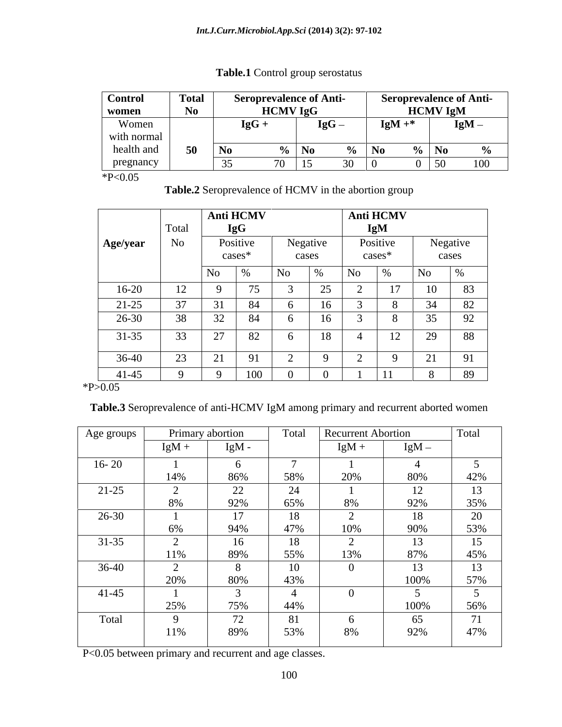**Table.1** Control group serostatus

| Control women | Total No | Seroprevalence of Anti-HCMV IgG | | | | Seroprevalence of Anti-HCMV IgM | | | |
|---|---|---|---|---|---|---|---|---|---|
| | | IgG + | | IgG – | | IgM +* | | IgM – | |
| | | No | % | No | % | No | % | No | % |
| Women with normal health and pregnancy | 50 | 35 | 70 | 15 | 30 | 0 | 0 | 50 | 100 |

*P<0.05

**Table.2** Seroprevalence of HCMV in the abortion group

| Age/year | Total No | Anti HCMV IgG | | | | Anti HCMV IgM | | | |
|---|---|---|---|---|---|---|---|---|---|
| | | Positive cases* | | Negative cases | | Positive cases* | | Negative cases | |
| | | No | % | No | % | No | % | No | % |
| 16-20 | 12 | 9 | 75 | 3 | 25 | 2 | 17 | 10 | 83 |
| 21-25 | 37 | 31 | 84 | 6 | 16 | 3 | 8 | 34 | 82 |
| 26-30 | 38 | 32 | 84 | 6 | 16 | 3 | 8 | 35 | 92 |
| 31-35 | 33 | 27 | 82 | 6 | 18 | 4 | 12 | 29 | 88 |
| 36-40 | 23 | 21 | 91 | 2 | 9 | 2 | 9 | 21 | 91 |
| 41-45 | 9 | 9 | 100 | 0 | 0 | 1 | 11 | 8 | 89 |

*P>0.05

**Table.3** Seroprevalence of anti-HCMV IgM among primary and recurrent aborted women

| Age groups | Primary abortion | | Total | Recurrent Abortion | | Total |
|---|---|---|---|---|---|---|
| | IgM + | IgM - | | IgM + | IgM – | |
| 16- 20 | 1<br>14% | 6<br>86% | 7<br>58% | 1<br>20% | 4<br>80% | 5<br>42% |
| 21-25 | 2<br>8% | 22<br>92% | 24<br>65% | 1<br>8% | 12<br>92% | 13<br>35% |
| 26-30 | 1<br>6% | 17<br>94% | 18<br>47% | 2<br>10% | 18<br>90% | 20<br>53% |
| 31-35 | 2<br>11% | 16<br>89% | 18<br>55% | 2<br>13% | 13<br>87% | 15<br>45% |
| 36-40 | 2<br>20% | 8<br>80% | 10<br>43% | 0 | 13<br>100% | 13<br>57% |
| 41-45 | 1<br>25% | 3<br>75% | 4<br>44% | 0 | 5<br>100% | 5<br>56% |
| Total | 9<br>11% | 72<br>89% | 81<br>53% | 6<br>8% | 65<br>92% | 71<br>47% |

P<0.05 between primary and recurrent and age classes.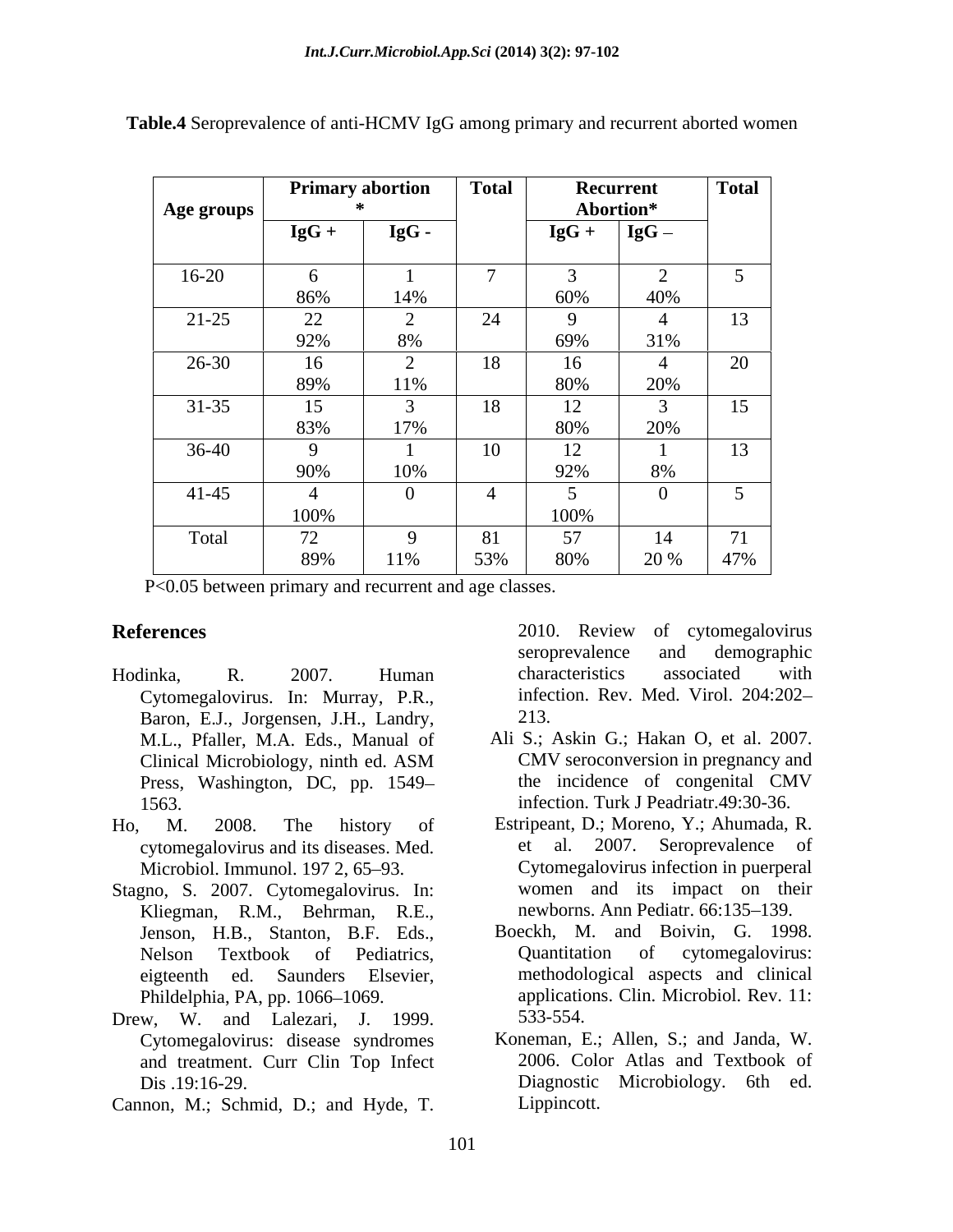**Table.4** Seroprevalence of anti-HCMV IgG among primary and recurrent aborted women

| Age groups | Primary abortion * | | Total | Recurrent Abortion* | | Total |
|---|---|---|---|---|---|---|
| | IgG + | IgG - | | IgG + | IgG – | |
| 16-20 | 6<br>86% | 1<br>14% | 7 | 3<br>60% | 2<br>40% | 5 |
| 21-25 | 22<br>92% | 2<br>8% | 24 | 9<br>69% | 4<br>31% | 13 |
| 26-30 | 16<br>89% | 2<br>11% | 18 | 16<br>80% | 4<br>20% | 20 |
| 31-35 | 15<br>83% | 3<br>17% | 18 | 12<br>80% | 3<br>20% | 15 |
| 36-40 | 9<br>90% | 1<br>10% | 10 | 12<br>92% | 1<br>8% | 13 |
| 41-45 | 4<br>100% | 0 | 4 | 5<br>100% | 0 | 5 |
| Total | 72<br>89% | 9<br>11% | 81<br>53% | 57<br>80% | 14<br>20 % | 71<br>47% |

P<0.05 between primary and recurrent and age classes.

## References

Hodinka, R. 2007. Human Cytomegalovirus. In: Murray, P.R., Baron, E.J., Jorgensen, J.H., Landry, M.L., Pfaller, M.A. Eds., Manual of Clinical Microbiology, ninth ed. ASM Press, Washington, DC, pp. 1549–1563.

Ho, M. 2008. The history of cytomegalovirus and its diseases. Med. Microbiol. Immunol. 197 2, 65–93.

Stagno, S. 2007. Cytomegalovirus. In: Kliegman, R.M., Behrman, R.E., Jenson, H.B., Stanton, B.F. Eds., Nelson Textbook of Pediatrics, eigteenth ed. Saunders Elsevier, Phildelphia, PA, pp. 1066–1069.

Drew, W. and Lalezari, J. 1999. Cytomegalovirus: disease syndromes and treatment. Curr Clin Top Infect Dis .19:16-29.

Cannon, M.; Schmid, D.; and Hyde, T. 2010. Review of cytomegalovirus seroprevalence and demographic characteristics associated with infection. Rev. Med. Virol. 204:202–213.

Ali S.; Askin G.; Hakan O, et al. 2007. CMV seroconversion in pregnancy and the incidence of congenital CMV infection. Turk J Peadriatr.49:30-36.

Estripeant, D.; Moreno, Y.; Ahumada, R. et al. 2007. Seroprevalence of Cytomegalovirus infection in puerperal women and its impact on their newborns. Ann Pediatr. 66:135–139.

Boeckh, M. and Boivin, G. 1998. Quantitation of cytomegalovirus: methodological aspects and clinical applications. Clin. Microbiol. Rev. 11: 533-554.

Koneman, E.; Allen, S.; and Janda, W. 2006. Color Atlas and Textbook of Diagnostic Microbiology. 6th ed. Lippincott.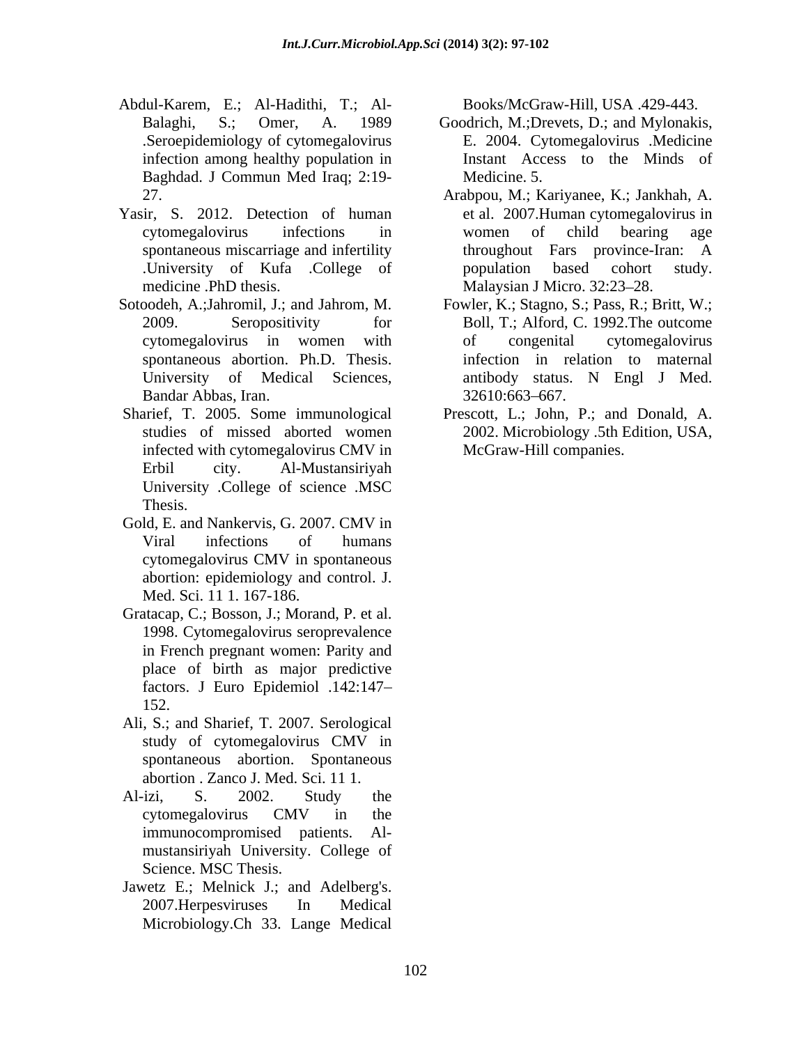Abdul-Karem, E.; Al-Hadithi, T.; Al-Balaghi, S.; Omer, A. 1989 .Seroepidemiology of cytomegalovirus infection among healthy population in Baghdad. J Commun Med Iraq; 2:19-27.

Yasir, S. 2012. Detection of human cytomegalovirus infections in spontaneous miscarriage and infertility .University of Kufa .College of medicine .PhD thesis.

Sotoodeh, A.;Jahromil, J.; and Jahrom, M. 2009. Seropositivity for cytomegalovirus in women with spontaneous abortion. Ph.D. Thesis. University of Medical Sciences, Bandar Abbas, Iran.

Sharief, T. 2005. Some immunological studies of missed aborted women infected with cytomegalovirus CMV in Erbil city. Al-Mustansiriyah University .College of science .MSC Thesis.

Gold, E. and Nankervis, G. 2007. CMV in Viral infections of humans cytomegalovirus CMV in spontaneous abortion: epidemiology and control. J. Med. Sci. 11 1. 167-186.

Gratacap, C.; Bosson, J.; Morand, P. et al. 1998. Cytomegalovirus seroprevalence in French pregnant women: Parity and place of birth as major predictive factors. J Euro Epidemiol .142:147–152.

Ali, S.; and Sharief, T. 2007. Serological study of cytomegalovirus CMV in spontaneous abortion. Spontaneous abortion . Zanco J. Med. Sci. 11 1.

Al-izi, S. 2002. Study the cytomegalovirus CMV in the immunocompromised patients. Al-mustansiriyah University. College of Science. MSC Thesis.

Jawetz E.; Melnick J.; and Adelberg's. 2007.Herpesviruses In Medical Microbiology.Ch 33. Lange Medical Books/McGraw-Hill, USA .429-443.

Goodrich, M.;Drevets, D.; and Mylonakis, E. 2004. Cytomegalovirus .Medicine Instant Access to the Minds of Medicine. 5.

Arabpou, M.; Kariyanee, K.; Jankhah, A. et al. 2007.Human cytomegalovirus in women of child bearing age throughout Fars province-Iran: A population based cohort study. Malaysian J Micro. 32:23–28.

Fowler, K.; Stagno, S.; Pass, R.; Britt, W.; Boll, T.; Alford, C. 1992.The outcome of congenital cytomegalovirus infection in relation to maternal antibody status. N Engl J Med. 32610:663–667.

Prescott, L.; John, P.; and Donald, A. 2002. Microbiology .5th Edition, USA, McGraw-Hill companies.